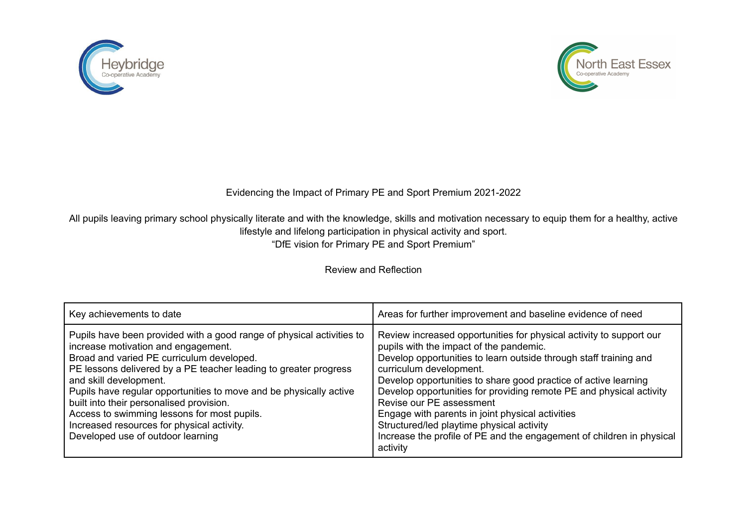Heybridge Co-operative Academy

North East Essex Co-operative Academy

# Evidencing the Impact of Primary PE and Sport Premium 2021-2022

All pupils leaving primary school physically literate and with the knowledge, skills and motivation necessary to equip them for a healthy, active lifestyle and lifelong participation in physical activity and sport.
"DfE vision for Primary PE and Sport Premium"

## Review and Reflection

| Key achievements to date | Areas for further improvement and baseline evidence of need |
|---|---|
| Pupils have been provided with a good range of physical activities to increase motivation and engagement.<br>Broad and varied PE curriculum developed.<br>PE lessons delivered by a PE teacher leading to greater progress and skill development.<br>Pupils have regular opportunities to move and be physically active built into their personalised provision.<br>Access to swimming lessons for most pupils.<br>Increased resources for physical activity.<br>Developed use of outdoor learning | Review increased opportunities for physical activity to support our pupils with the impact of the pandemic.<br>Develop opportunities to learn outside through staff training and curriculum development.<br>Develop opportunities to share good practice of active learning<br>Develop opportunities for providing remote PE and physical activity<br>Revise our PE assessment<br>Engage with parents in joint physical activities<br>Structured/led playtime physical activity<br>Increase the profile of PE and the engagement of children in physical activity |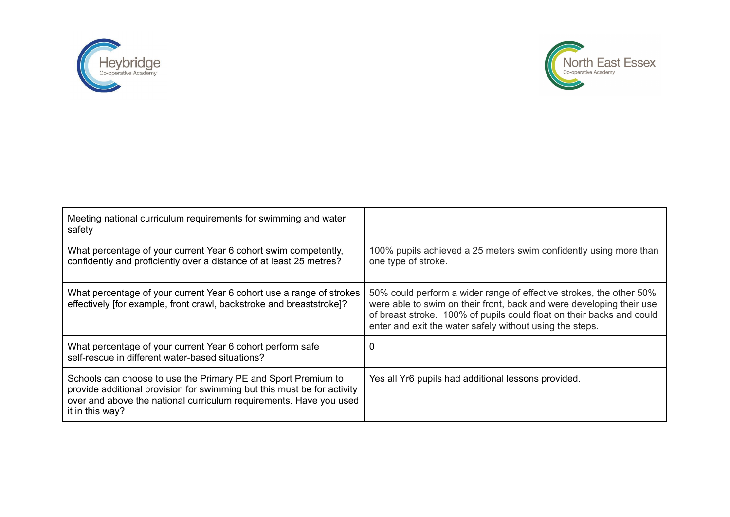| Meeting national curriculum requirements for swimming and water safety | |
|---|---|
| What percentage of your current Year 6 cohort swim competently, confidently and proficiently over a distance of at least 25 metres? | 100% pupils achieved a 25 meters swim confidently using more than one type of stroke. |
| What percentage of your current Year 6 cohort use a range of strokes effectively [for example, front crawl, backstroke and breaststroke]? | 50% could perform a wider range of effective strokes, the other 50% were able to swim on their front, back and were developing their use of breast stroke. 100% of pupils could float on their backs and could enter and exit the water safely without using the steps. |
| What percentage of your current Year 6 cohort perform safe self-rescue in different water-based situations? | 0 |
| Schools can choose to use the Primary PE and Sport Premium to provide additional provision for swimming but this must be for activity over and above the national curriculum requirements. Have you used it in this way? | Yes all Yr6 pupils had additional lessons provided. |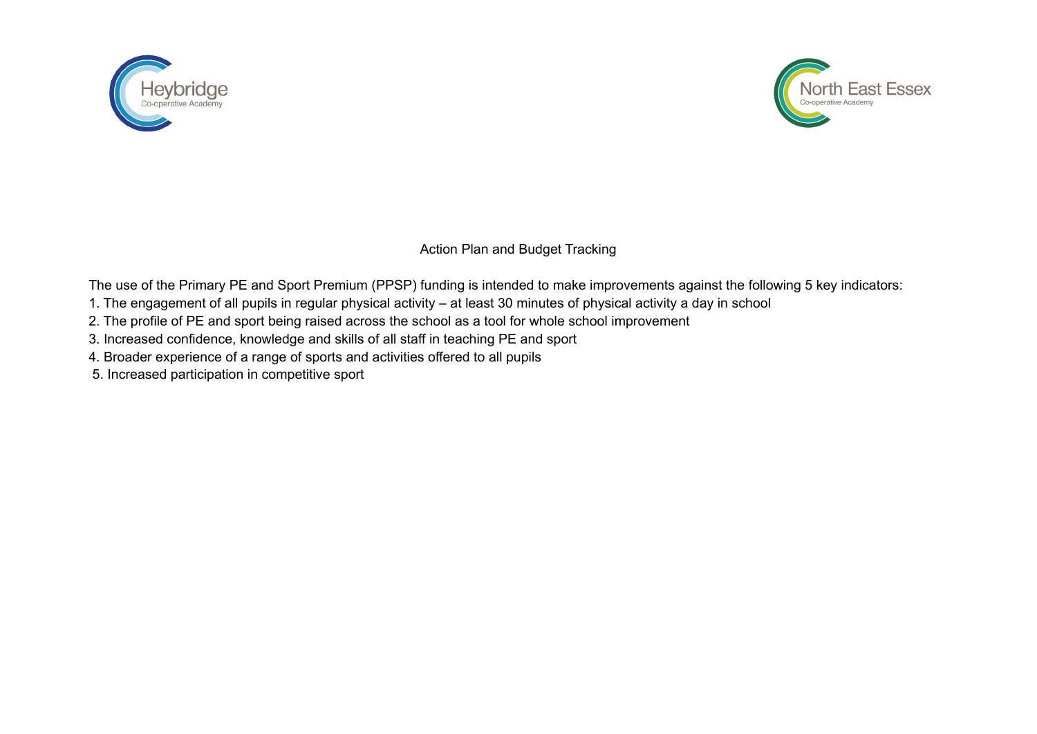Heybridge Co-operative Academy

North East Essex Co-operative Academy

## Action Plan and Budget Tracking

The use of the Primary PE and Sport Premium (PPSP) funding is intended to make improvements against the following 5 key indicators:

1. The engagement of all pupils in regular physical activity – at least 30 minutes of physical activity a day in school
2. The profile of PE and sport being raised across the school as a tool for whole school improvement
3. Increased confidence, knowledge and skills of all staff in teaching PE and sport
4. Broader experience of a range of sports and activities offered to all pupils
5. Increased participation in competitive sport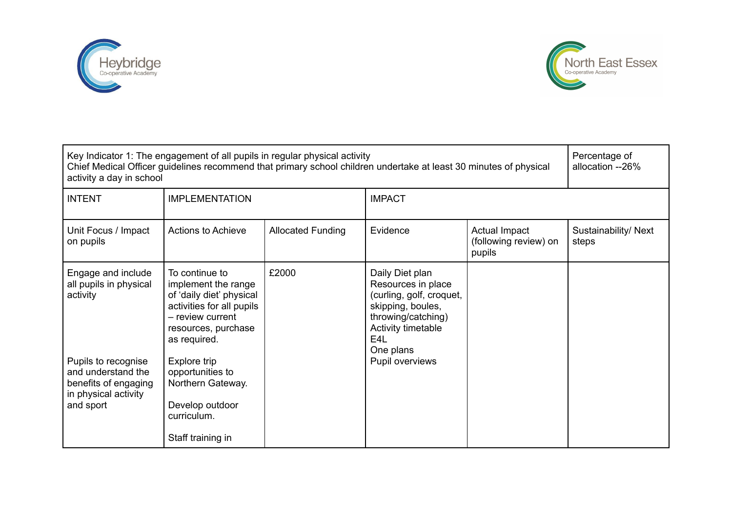Heybridge Co-operative Academy

North East Essex Co-operative Academy

| Key Indicator 1: The engagement of all pupils in regular physical activity<br>Chief Medical Officer guidelines recommend that primary school children undertake at least 30 minutes of physical activity a day in school | | | | | Percentage of allocation --26% |
|---|---|---|---|---|---|
| INTENT | IMPLEMENTATION | | IMPACT | | |
| Unit Focus / Impact on pupils | Actions to Achieve | Allocated Funding | Evidence | Actual Impact (following review) on pupils | Sustainability/ Next steps |
| Engage and include all pupils in physical activity<br><br>Pupils to recognise and understand the benefits of engaging in physical activity and sport | To continue to implement the range of 'daily diet' physical activities for all pupils – review current resources, purchase as required.<br><br>Explore trip opportunities to Northern Gateway.<br><br>Develop outdoor curriculum.<br><br>Staff training in | £2000 | Daily Diet plan<br>Resources in place (curling, golf, croquet, skipping, boules, throwing/catching)<br>Activity timetable<br>E4L<br>One plans<br>Pupil overviews | | |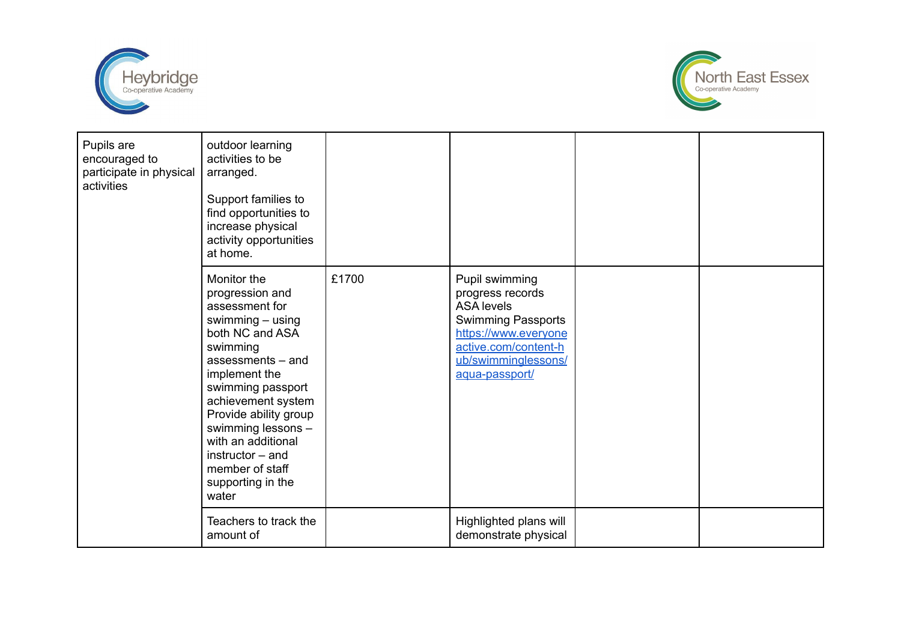| | | | | | |
|---|---|---|---|---|---|
| Pupils are encouraged to participate in physical activities | outdoor learning activities to be arranged.<br><br>Support families to find opportunities to increase physical activity opportunities at home. | | | | |
| | Monitor the progression and assessment for swimming – using both NC and ASA swimming assessments – and implement the swimming passport achievement system Provide ability group swimming lessons – with an additional instructor – and member of staff supporting in the water | £1700 | Pupil swimming progress records ASA levels Swimming Passports [https://www.everyoneactive.com/content-hub/swimminglessons/aqua-passport/](https://www.everyoneactive.com/content-hub/swimminglessons/aqua-passport/) | | |
| | Teachers to track the amount of | | Highlighted plans will demonstrate physical | | |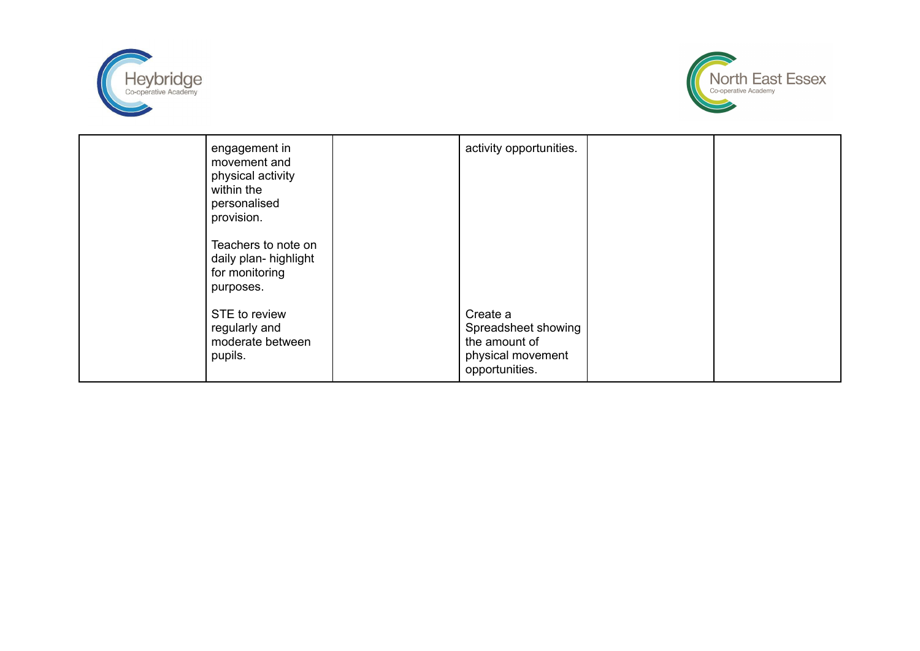| | | | | | |
|---|---|---|---|---|---|
| | engagement in movement and physical activity within the personalised provision.<br><br>Teachers to note on daily plan- highlight for monitoring purposes.<br><br>STE to review regularly and moderate between pupils. | | activity opportunities.<br><br>Create a Spreadsheet showing the amount of physical movement opportunities. | | |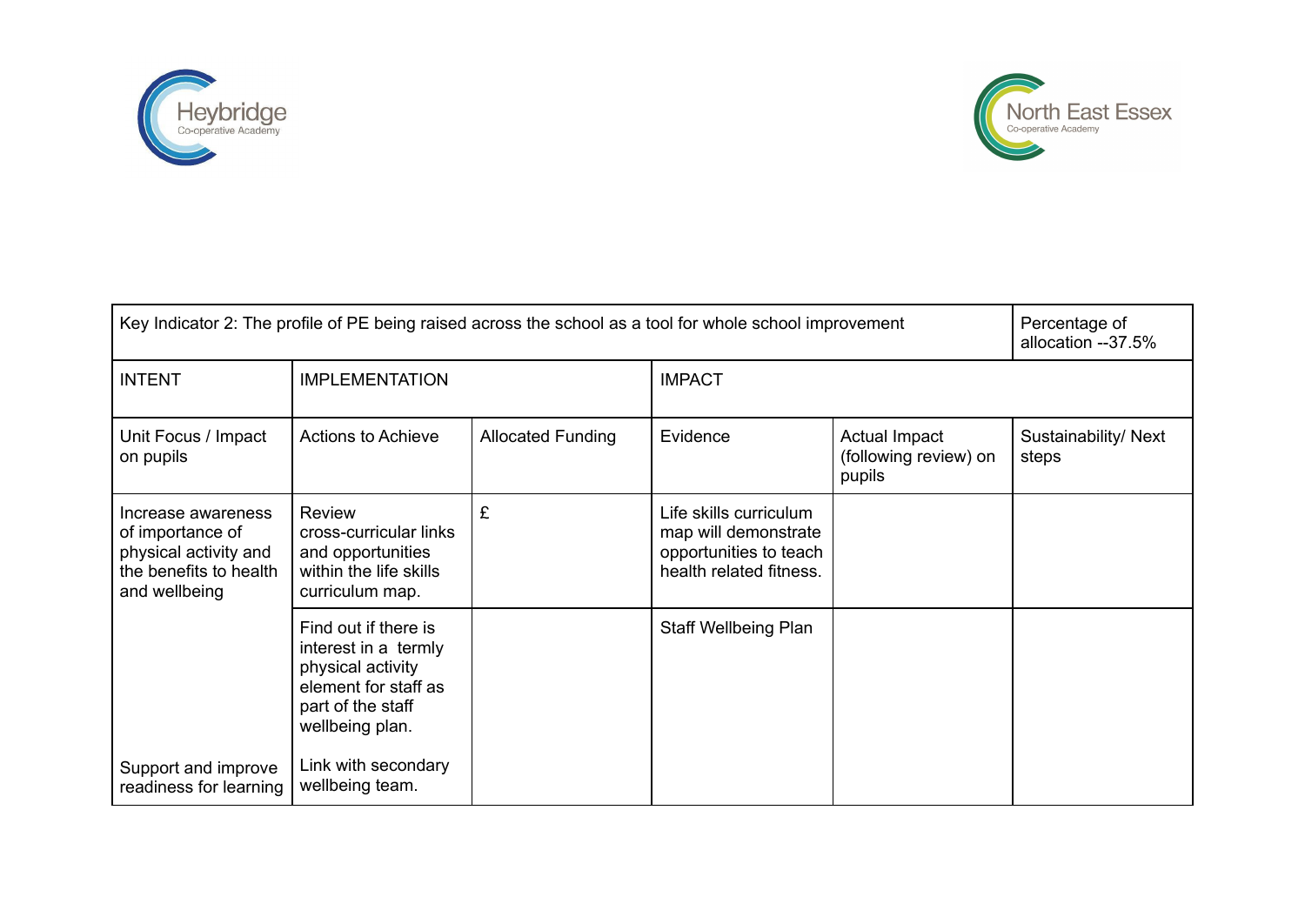| Key Indicator 2: The profile of PE being raised across the school as a tool for whole school improvement | | | | | Percentage of allocation --37.5% |
|---|---|---|---|---|---|
| INTENT | IMPLEMENTATION | | IMPACT | | |
| Unit Focus / Impact on pupils | Actions to Achieve | Allocated Funding | Evidence | Actual Impact (following review) on pupils | Sustainability/ Next steps |
| Increase awareness of importance of physical activity and the benefits to health and wellbeing | Review cross-curricular links and opportunities within the life skills curriculum map. | £ | Life skills curriculum map will demonstrate opportunities to teach health related fitness. | | |
| | Find out if there is interest in a termly physical activity element for staff as part of the staff wellbeing plan. | | Staff Wellbeing Plan | | |
| Support and improve readiness for learning | Link with secondary wellbeing team. | | | | |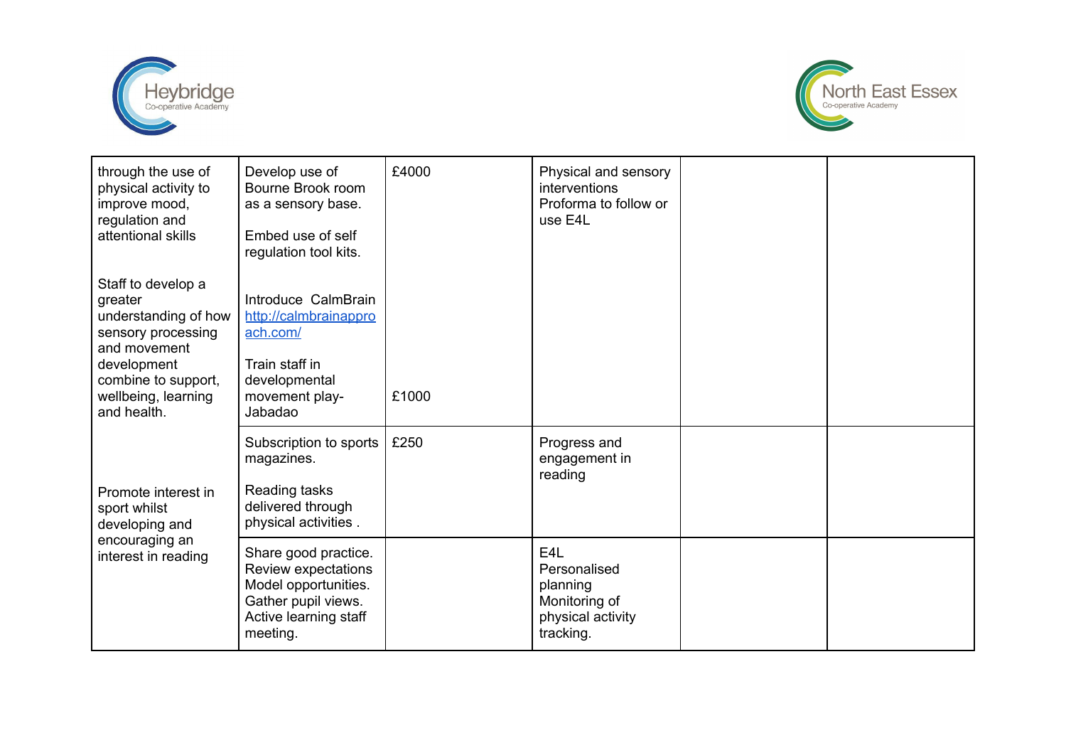| | | | | | |
|---|---|---|---|---|---|
| through the use of physical activity to improve mood, regulation and attentional skills<br><br>Staff to develop a greater understanding of how sensory processing and movement development combine to support, wellbeing, learning and health. | Develop use of Bourne Brook room as a sensory base.<br><br>Embed use of self regulation tool kits.<br><br>Introduce CalmBrain http://calmbrainapproach.com/<br><br>Train staff in developmental movement play- Jabadao | £4000<br><br><br><br><br><br>£1000 | Physical and sensory interventions Proforma to follow or use E4L | | |
| Promote interest in sport whilst developing and encouraging an interest in reading | Subscription to sports magazines.<br><br>Reading tasks delivered through physical activities . | £250 | Progress and engagement in reading | | |
| | Share good practice.<br>Review expectations<br>Model opportunities.<br>Gather pupil views.<br>Active learning staff meeting. | | E4L<br>Personalised planning<br>Monitoring of physical activity tracking. | | |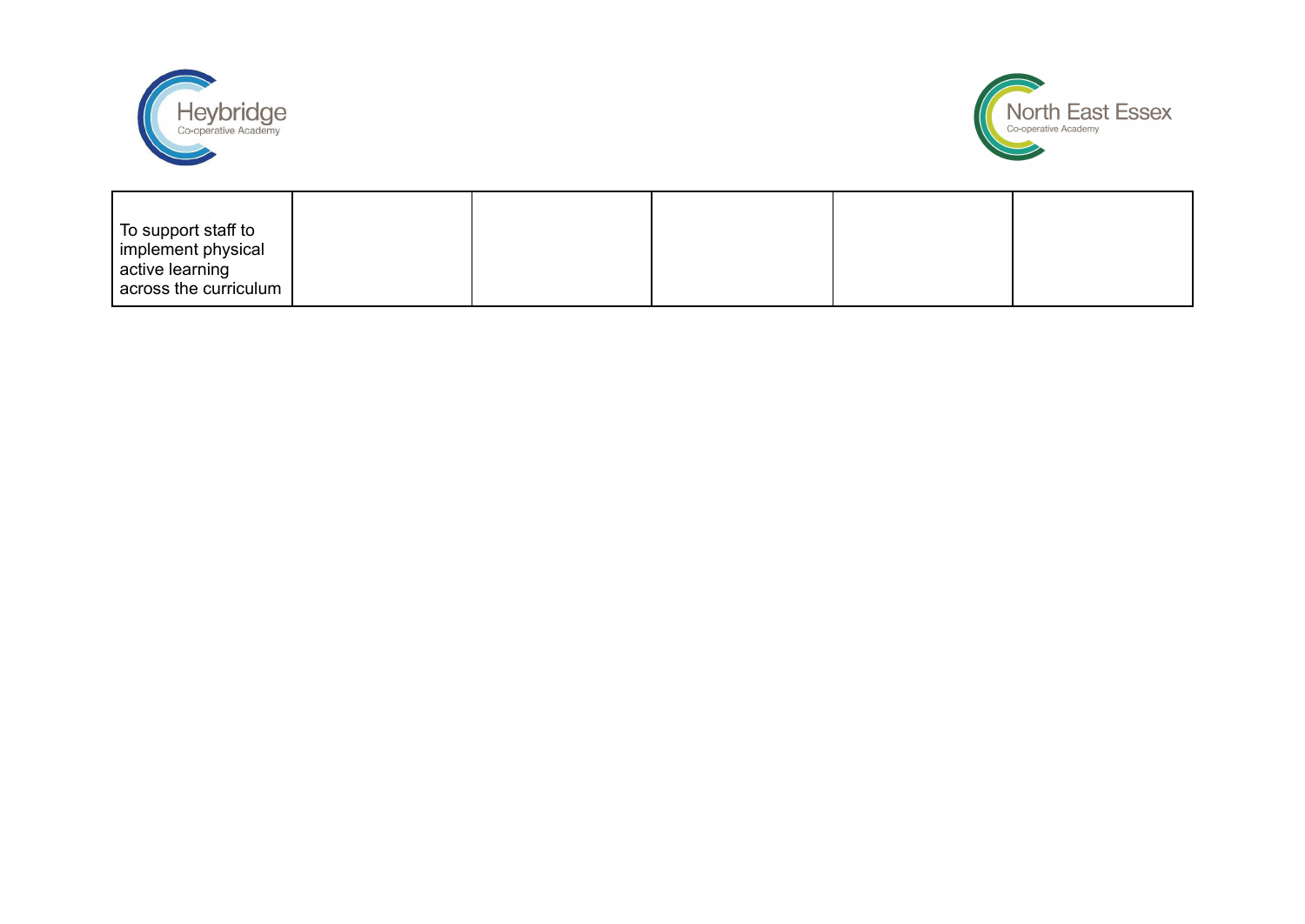| To support staff to implement physical active learning across the curriculum | | | | | |
|---|---|---|---|---|---|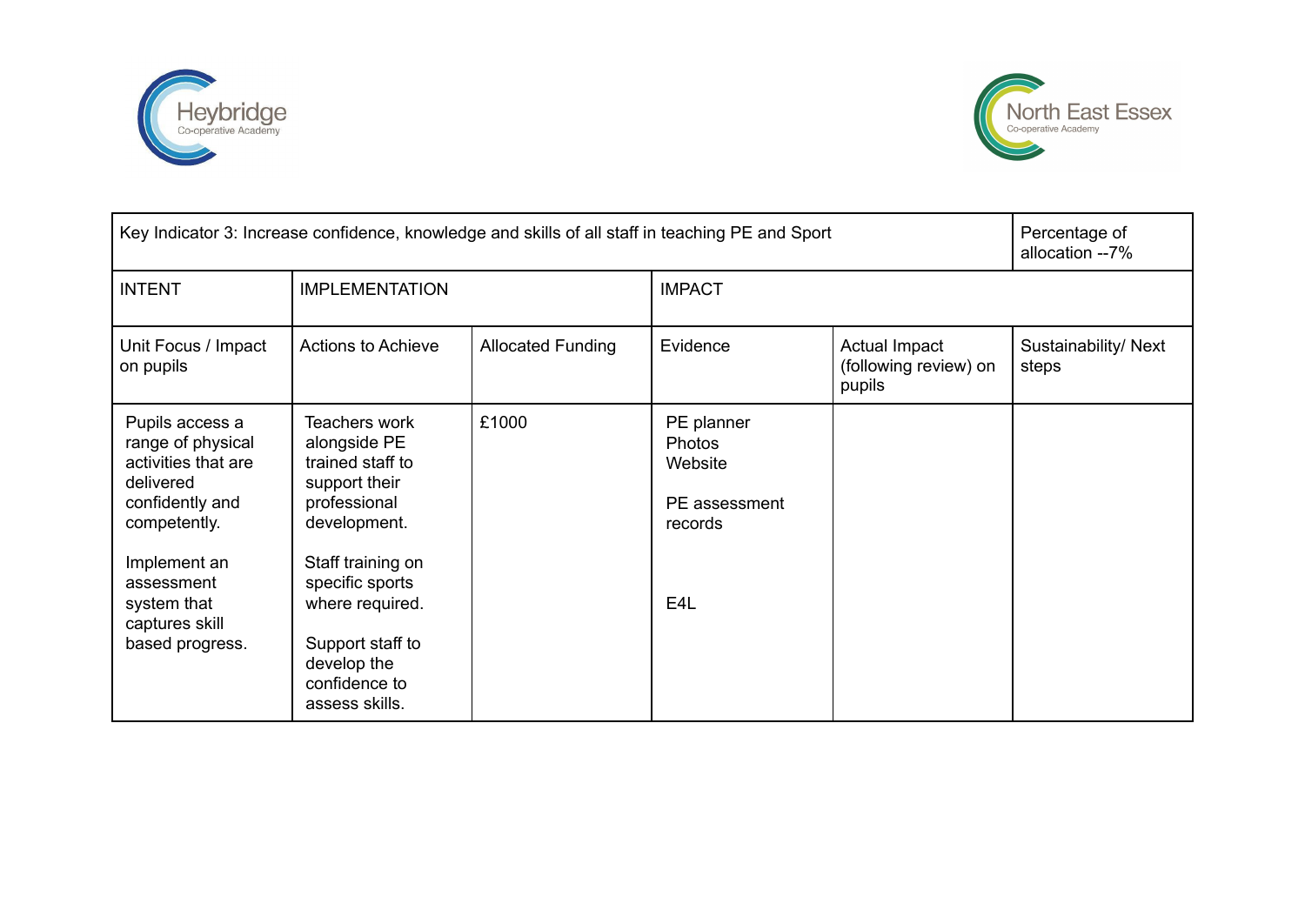| Key Indicator 3: Increase confidence, knowledge and skills of all staff in teaching PE and Sport | | | | | Percentage of allocation --7% |
|---|---|---|---|---|---|
| INTENT | IMPLEMENTATION | | IMPACT | | |
| Unit Focus / Impact on pupils | Actions to Achieve | Allocated Funding | Evidence | Actual Impact (following review) on pupils | Sustainability/ Next steps |
| Pupils access a range of physical activities that are delivered confidently and competently.<br><br>Implement an assessment system that captures skill based progress. | Teachers work alongside PE trained staff to support their professional development.<br><br>Staff training on specific sports where required.<br><br>Support staff to develop the confidence to assess skills. | £1000 | PE planner<br>Photos<br>Website<br><br>PE assessment records<br><br>E4L | | |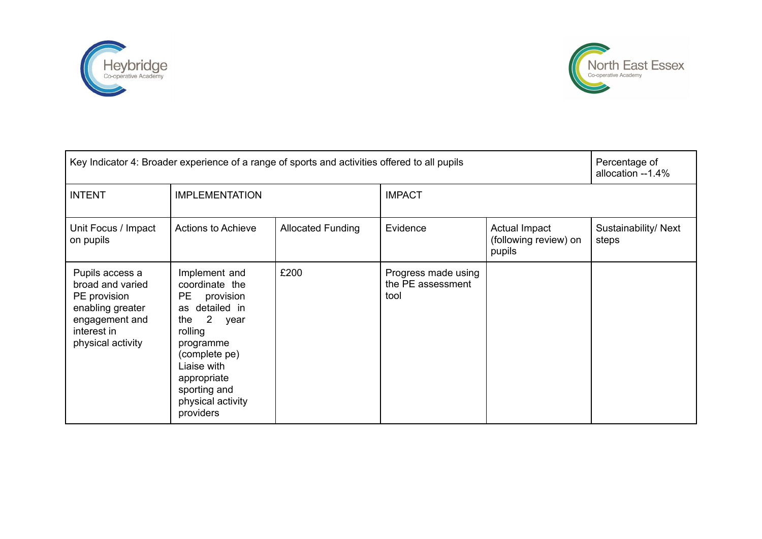| Key Indicator 4: Broader experience of a range of sports and activities offered to all pupils | | | | | Percentage of allocation --1.4% |
|---|---|---|---|---|---|
| INTENT | IMPLEMENTATION | | IMPACT | | |
| Unit Focus / Impact on pupils | Actions to Achieve | Allocated Funding | Evidence | Actual Impact (following review) on pupils | Sustainability/ Next steps |
| Pupils access a broad and varied PE provision enabling greater engagement and interest in physical activity | Implement and coordinate the PE provision as detailed in the 2 year rolling programme (complete pe) Liaise with appropriate sporting and physical activity providers | £200 | Progress made using the PE assessment tool | | |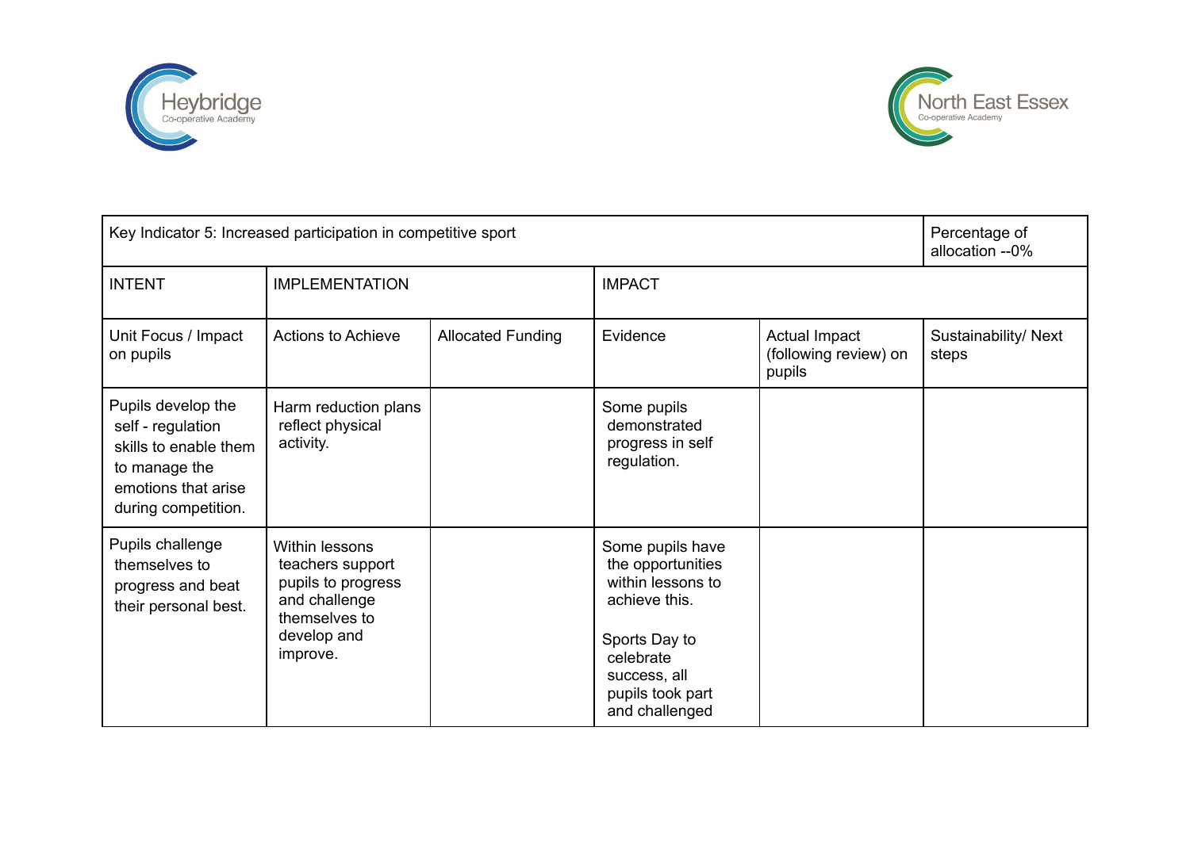| Key Indicator 5: Increased participation in competitive sport | | | | | Percentage of allocation --0% |
|---|---|---|---|---|---|
| INTENT | IMPLEMENTATION | | IMPACT | | |
| Unit Focus / Impact on pupils | Actions to Achieve | Allocated Funding | Evidence | Actual Impact (following review) on pupils | Sustainability/ Next steps |
| Pupils develop the self - regulation skills to enable them to manage the emotions that arise during competition. | Harm reduction plans reflect physical activity. | | Some pupils demonstrated progress in self regulation. | | |
| Pupils challenge themselves to progress and beat their personal best. | Within lessons teachers support pupils to progress and challenge themselves to develop and improve. | | Some pupils have the opportunities within lessons to achieve this.<br><br>Sports Day to celebrate success, all pupils took part and challenged | | |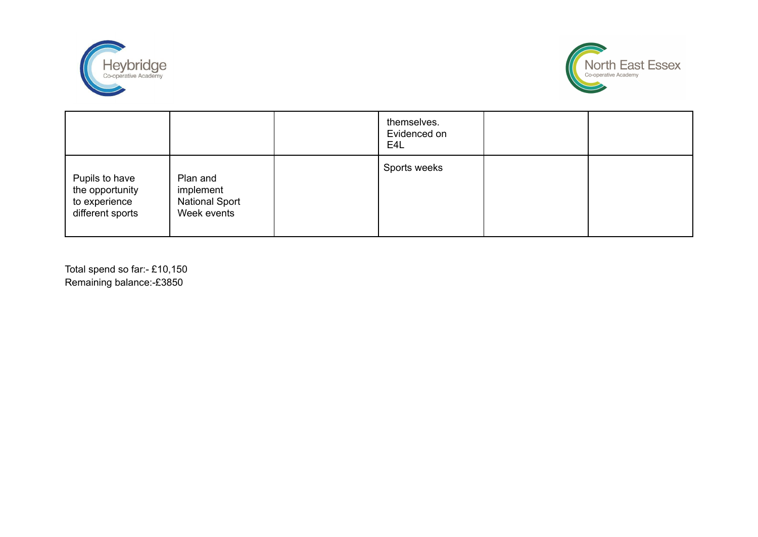| | | | | | |
|---|---|---|---|---|---|
| | | | themselves. Evidenced on E4L | | |
| Pupils to have the opportunity to experience different sports | Plan and implement National Sport Week events | | Sports weeks | | |

Total spend so far:- £10,150
Remaining balance:-£3850